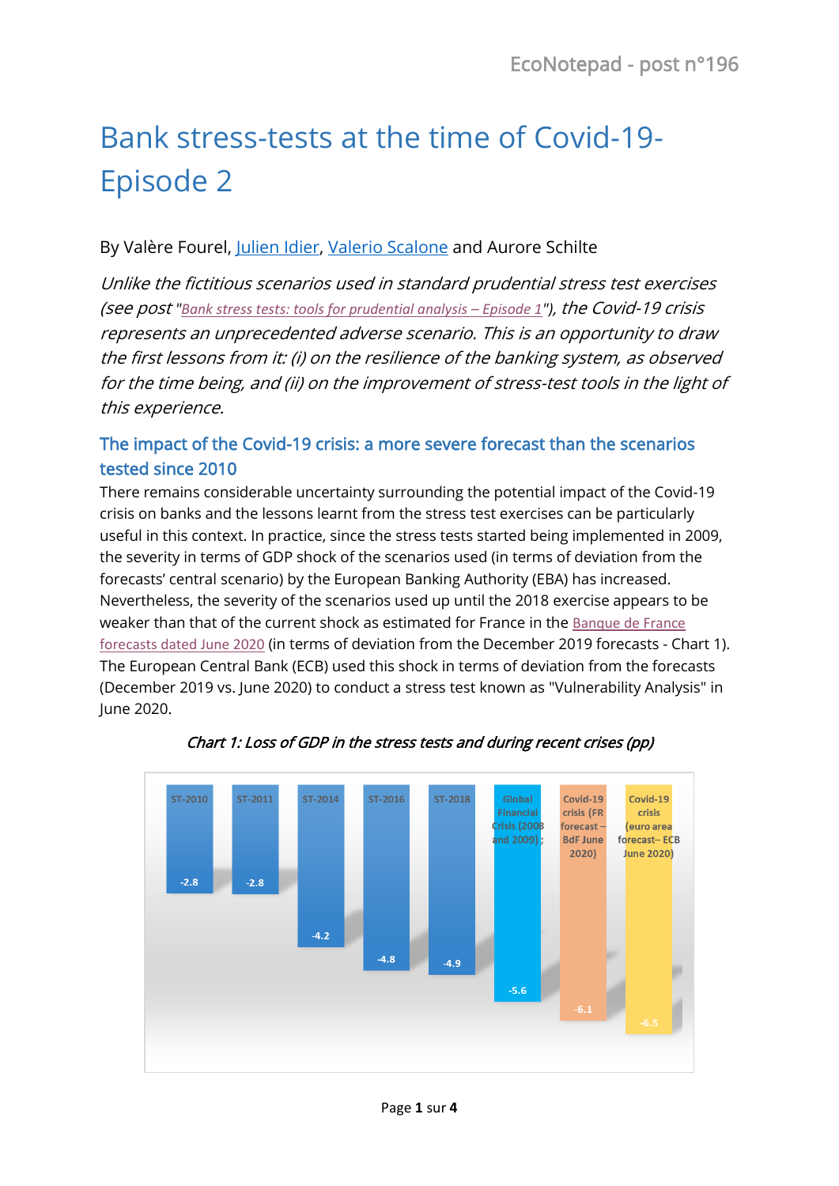# Bank stress-tests at the time of Covid-19- Episode 2

By Valère Fourel, Julien Idier, Valerio Scalone and Aurore Schilte

*Unlike the fictitious scenarios used in standard prudential stress test exercises (see post "Bank stress tests: tools for prudential analysis – Episode 1"), the Covid-19 crisis represents an unprecedented adverse scenario. This is an opportunity to draw the first lessons from it: (i) on the resilience of the banking system, as observed for the time being, and (ii) on the improvement of stress-test tools in the light of this experience.*

## The impact of the Covid-19 crisis: a more severe forecast than the scenarios tested since 2010

There remains considerable uncertainty surrounding the potential impact of the Covid-19 crisis on banks and the lessons learnt from the stress test exercises can be particularly useful in this context. In practice, since the stress tests started being implemented in 2009, the severity in terms of GDP shock of the scenarios used (in terms of deviation from the forecasts' central scenario) by the European Banking Authority (EBA) has increased. Nevertheless, the severity of the scenarios used up until the 2018 exercise appears to be weaker than that of the current shock as estimated for France in the Banque de France forecasts dated June 2020 (in terms of deviation from the December 2019 forecasts - Chart 1). The European Central Bank (ECB) used this shock in terms of deviation from the forecasts (December 2019 vs. June 2020) to conduct a stress test known as "Vulnerability Analysis" in June 2020.

*Chart 1: Loss of GDP in the stress tests and during recent crises (pp)*

| | Loss of GDP (pp) |
|---|---|
| ST-2010 | -2.8 |
| ST-2011 | -2.8 |
| ST-2014 | -4.2 |
| ST-2016 | -4.8 |
| ST-2018 | -4.9 |
| Global Financial Crisis (2008 and 2009) | -5.6 |
| Covid-19 crisis (FR forecast – BdF June 2020) | -6.1 |
| Covid-19 crisis (euro area forecast– ECB June 2020) | -6.5 |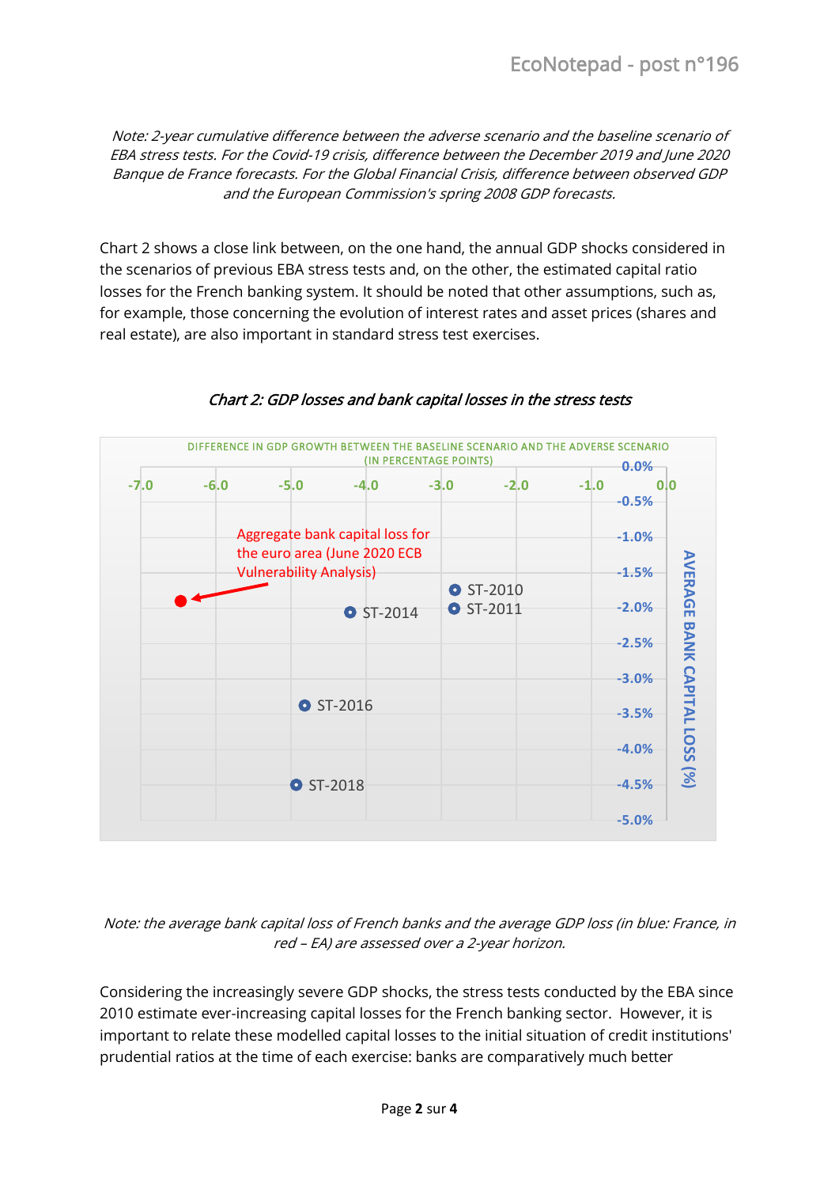*Note: 2-year cumulative difference between the adverse scenario and the baseline scenario of EBA stress tests. For the Covid-19 crisis, difference between the December 2019 and June 2020 Banque de France forecasts. For the Global Financial Crisis, difference between observed GDP and the European Commission's spring 2008 GDP forecasts.*

Chart 2 shows a close link between, on the one hand, the annual GDP shocks considered in the scenarios of previous EBA stress tests and, on the other, the estimated capital ratio losses for the French banking system. It should be noted that other assumptions, such as, for example, those concerning the evolution of interest rates and asset prices (shares and real estate), are also important in standard stress test exercises.

*Chart 2: GDP losses and bank capital losses in the stress tests*

*Note: the average bank capital loss of French banks and the average GDP loss (in blue: France, in red – EA) are assessed over a 2-year horizon.*

Considering the increasingly severe GDP shocks, the stress tests conducted by the EBA since 2010 estimate ever-increasing capital losses for the French banking sector. However, it is important to relate these modelled capital losses to the initial situation of credit institutions' prudential ratios at the time of each exercise: banks are comparatively much better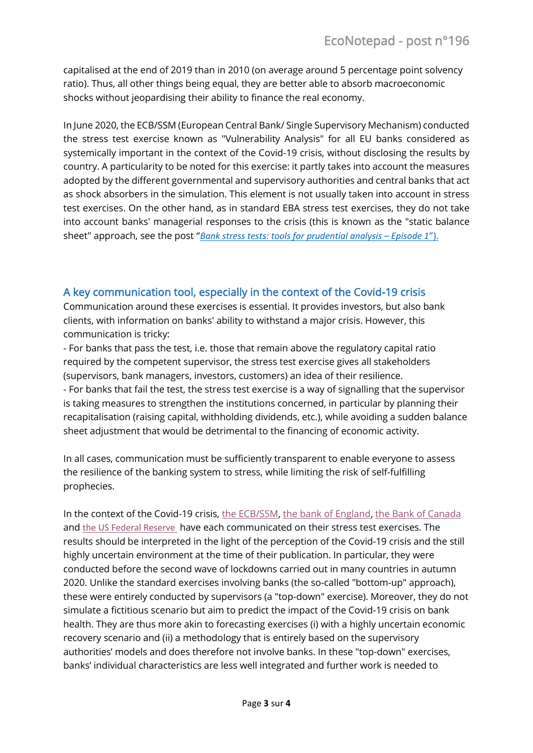capitalised at the end of 2019 than in 2010 (on average around 5 percentage point solvency ratio). Thus, all other things being equal, they are better able to absorb macroeconomic shocks without jeopardising their ability to finance the real economy.

In June 2020, the ECB/SSM (European Central Bank/ Single Supervisory Mechanism) conducted the stress test exercise known as "Vulnerability Analysis" for all EU banks considered as systemically important in the context of the Covid-19 crisis, without disclosing the results by country. A particularity to be noted for this exercise: it partly takes into account the measures adopted by the different governmental and supervisory authorities and central banks that act as shock absorbers in the simulation. This element is not usually taken into account in stress test exercises. On the other hand, as in standard EBA stress test exercises, they do not take into account banks' managerial responses to the crisis (this is known as the "static balance sheet" approach, see the post "*Bank stress tests: tools for prudential analysis – Episode 1*").

## A key communication tool, especially in the context of the Covid-19 crisis

Communication around these exercises is essential. It provides investors, but also bank clients, with information on banks' ability to withstand a major crisis. However, this communication is tricky:

- For banks that pass the test, i.e. those that remain above the regulatory capital ratio required by the competent supervisor, the stress test exercise gives all stakeholders (supervisors, bank managers, investors, customers) an idea of their resilience.
- For banks that fail the test, the stress test exercise is a way of signalling that the supervisor is taking measures to strengthen the institutions concerned, in particular by planning their recapitalisation (raising capital, withholding dividends, etc.), while avoiding a sudden balance sheet adjustment that would be detrimental to the financing of economic activity.

In all cases, communication must be sufficiently transparent to enable everyone to assess the resilience of the banking system to stress, while limiting the risk of self-fulfilling prophecies.

In the context of the Covid-19 crisis, the ECB/SSM, the bank of England, the Bank of Canada and the US Federal Reserve have each communicated on their stress test exercises. The results should be interpreted in the light of the perception of the Covid-19 crisis and the still highly uncertain environment at the time of their publication. In particular, they were conducted before the second wave of lockdowns carried out in many countries in autumn 2020. Unlike the standard exercises involving banks (the so-called "bottom-up" approach), these were entirely conducted by supervisors (a "top-down" exercise). Moreover, they do not simulate a fictitious scenario but aim to predict the impact of the Covid-19 crisis on bank health. They are thus more akin to forecasting exercises (i) with a highly uncertain economic recovery scenario and (ii) a methodology that is entirely based on the supervisory authorities' models and does therefore not involve banks. In these "top-down" exercises, banks' individual characteristics are less well integrated and further work is needed to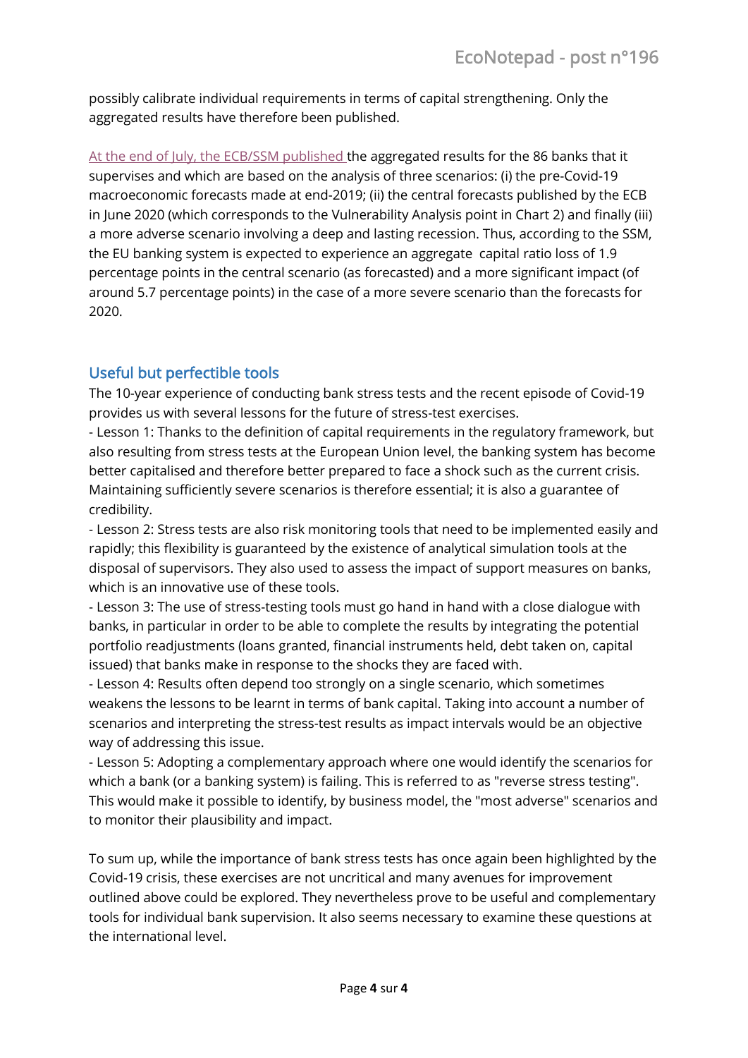possibly calibrate individual requirements in terms of capital strengthening. Only the aggregated results have therefore been published.

At the end of July, the ECB/SSM published the aggregated results for the 86 banks that it supervises and which are based on the analysis of three scenarios: (i) the pre-Covid-19 macroeconomic forecasts made at end-2019; (ii) the central forecasts published by the ECB in June 2020 (which corresponds to the Vulnerability Analysis point in Chart 2) and finally (iii) a more adverse scenario involving a deep and lasting recession. Thus, according to the SSM, the EU banking system is expected to experience an aggregate capital ratio loss of 1.9 percentage points in the central scenario (as forecasted) and a more significant impact (of around 5.7 percentage points) in the case of a more severe scenario than the forecasts for 2020.

## Useful but perfectible tools

The 10-year experience of conducting bank stress tests and the recent episode of Covid-19 provides us with several lessons for the future of stress-test exercises.

- Lesson 1: Thanks to the definition of capital requirements in the regulatory framework, but also resulting from stress tests at the European Union level, the banking system has become better capitalised and therefore better prepared to face a shock such as the current crisis. Maintaining sufficiently severe scenarios is therefore essential; it is also a guarantee of credibility.
- Lesson 2: Stress tests are also risk monitoring tools that need to be implemented easily and rapidly; this flexibility is guaranteed by the existence of analytical simulation tools at the disposal of supervisors. They also used to assess the impact of support measures on banks, which is an innovative use of these tools.
- Lesson 3: The use of stress-testing tools must go hand in hand with a close dialogue with banks, in particular in order to be able to complete the results by integrating the potential portfolio readjustments (loans granted, financial instruments held, debt taken on, capital issued) that banks make in response to the shocks they are faced with.
- Lesson 4: Results often depend too strongly on a single scenario, which sometimes weakens the lessons to be learnt in terms of bank capital. Taking into account a number of scenarios and interpreting the stress-test results as impact intervals would be an objective way of addressing this issue.
- Lesson 5: Adopting a complementary approach where one would identify the scenarios for which a bank (or a banking system) is failing. This is referred to as "reverse stress testing". This would make it possible to identify, by business model, the "most adverse" scenarios and to monitor their plausibility and impact.

To sum up, while the importance of bank stress tests has once again been highlighted by the Covid-19 crisis, these exercises are not uncritical and many avenues for improvement outlined above could be explored. They nevertheless prove to be useful and complementary tools for individual bank supervision. It also seems necessary to examine these questions at the international level.